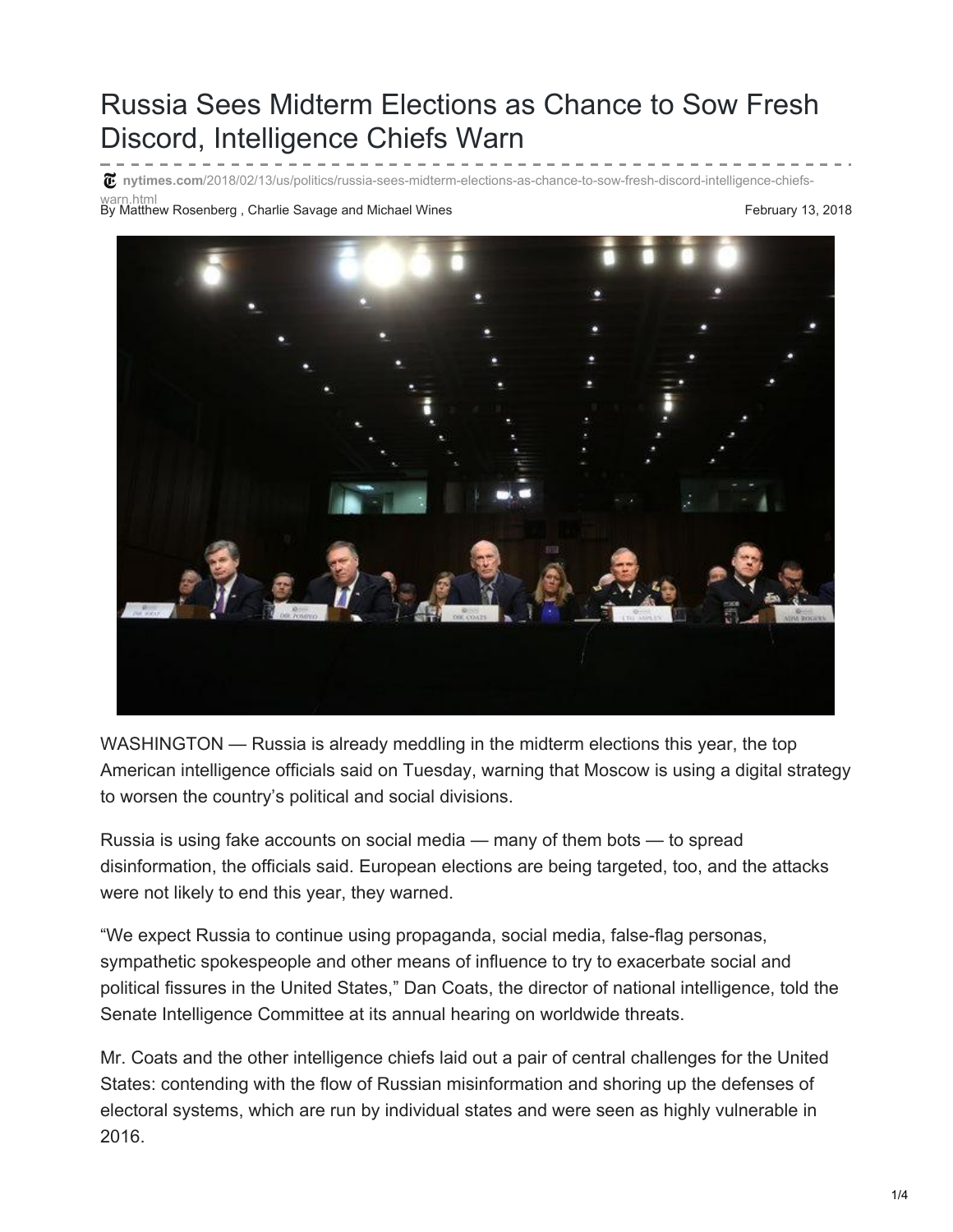# Russia Sees Midterm Elections as Chance to Sow Fresh Discord, Intelligence Chiefs Warn

nytimes.com/2018/02/13/us/politics/russia-sees-midterm-elections-as-chance-to-sow-fresh-discord-intelligence-chiefs-warn.html

By Matthew Rosenberg , Charlie Savage and Michael Wines

February 13, 2018

WASHINGTON — Russia is already meddling in the midterm elections this year, the top American intelligence officials said on Tuesday, warning that Moscow is using a digital strategy to worsen the country's political and social divisions.

Russia is using fake accounts on social media — many of them bots — to spread disinformation, the officials said. European elections are being targeted, too, and the attacks were not likely to end this year, they warned.

"We expect Russia to continue using propaganda, social media, false-flag personas, sympathetic spokespeople and other means of influence to try to exacerbate social and political fissures in the United States," Dan Coats, the director of national intelligence, told the Senate Intelligence Committee at its annual hearing on worldwide threats.

Mr. Coats and the other intelligence chiefs laid out a pair of central challenges for the United States: contending with the flow of Russian misinformation and shoring up the defenses of electoral systems, which are run by individual states and were seen as highly vulnerable in 2016.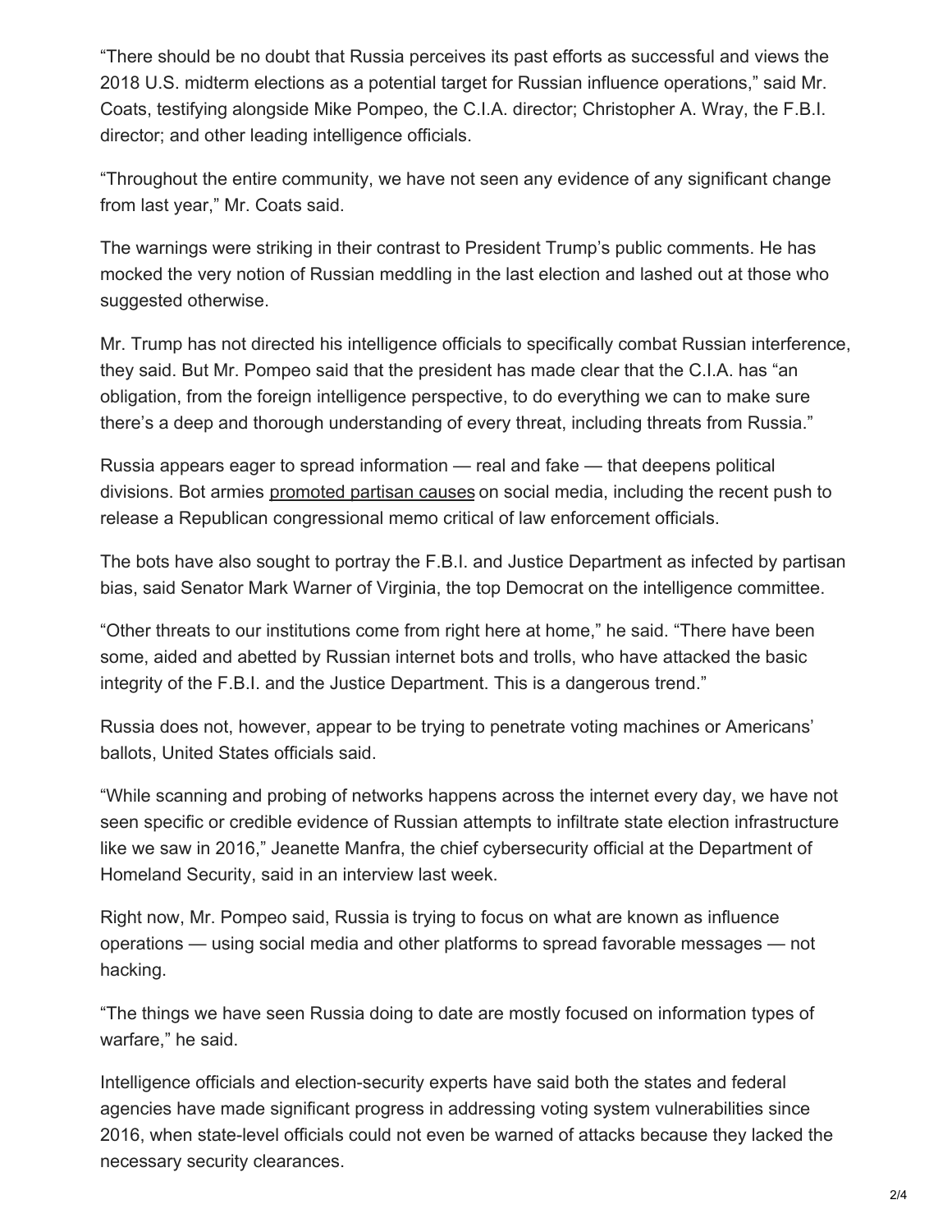"There should be no doubt that Russia perceives its past efforts as successful and views the 2018 U.S. midterm elections as a potential target for Russian influence operations," said Mr. Coats, testifying alongside Mike Pompeo, the C.I.A. director; Christopher A. Wray, the F.B.I. director; and other leading intelligence officials.

"Throughout the entire community, we have not seen any evidence of any significant change from last year," Mr. Coats said.

The warnings were striking in their contrast to President Trump's public comments. He has mocked the very notion of Russian meddling in the last election and lashed out at those who suggested otherwise.

Mr. Trump has not directed his intelligence officials to specifically combat Russian interference, they said. But Mr. Pompeo said that the president has made clear that the C.I.A. has "an obligation, from the foreign intelligence perspective, to do everything we can to make sure there's a deep and thorough understanding of every threat, including threats from Russia."

Russia appears eager to spread information — real and fake — that deepens political divisions. Bot armies promoted partisan causes on social media, including the recent push to release a Republican congressional memo critical of law enforcement officials.

The bots have also sought to portray the F.B.I. and Justice Department as infected by partisan bias, said Senator Mark Warner of Virginia, the top Democrat on the intelligence committee.

"Other threats to our institutions come from right here at home," he said. "There have been some, aided and abetted by Russian internet bots and trolls, who have attacked the basic integrity of the F.B.I. and the Justice Department. This is a dangerous trend."

Russia does not, however, appear to be trying to penetrate voting machines or Americans' ballots, United States officials said.

"While scanning and probing of networks happens across the internet every day, we have not seen specific or credible evidence of Russian attempts to infiltrate state election infrastructure like we saw in 2016," Jeanette Manfra, the chief cybersecurity official at the Department of Homeland Security, said in an interview last week.

Right now, Mr. Pompeo said, Russia is trying to focus on what are known as influence operations — using social media and other platforms to spread favorable messages — not hacking.

"The things we have seen Russia doing to date are mostly focused on information types of warfare," he said.

Intelligence officials and election-security experts have said both the states and federal agencies have made significant progress in addressing voting system vulnerabilities since 2016, when state-level officials could not even be warned of attacks because they lacked the necessary security clearances.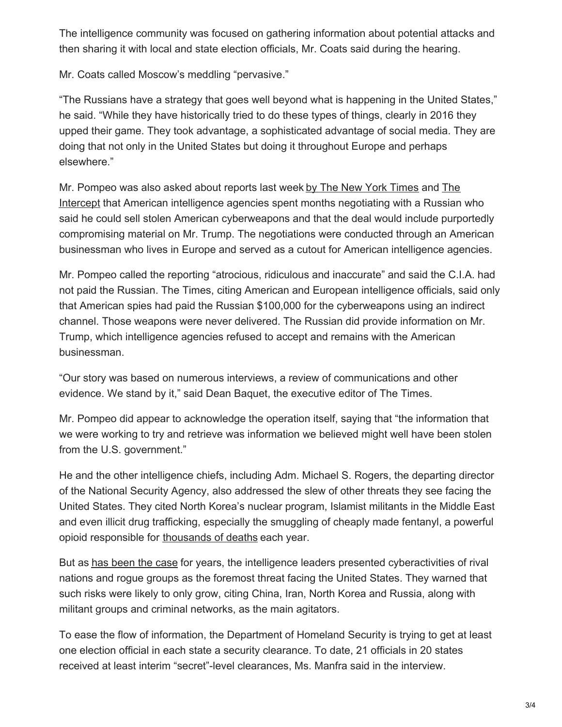The intelligence community was focused on gathering information about potential attacks and then sharing it with local and state election officials, Mr. Coats said during the hearing.

Mr. Coats called Moscow's meddling "pervasive."

"The Russians have a strategy that goes well beyond what is happening in the United States," he said. "While they have historically tried to do these types of things, clearly in 2016 they upped their game. They took advantage, a sophisticated advantage of social media. They are doing that not only in the United States but doing it throughout Europe and perhaps elsewhere."

Mr. Pompeo was also asked about reports last week by The New York Times and The Intercept that American intelligence agencies spent months negotiating with a Russian who said he could sell stolen American cyberweapons and that the deal would include purportedly compromising material on Mr. Trump. The negotiations were conducted through an American businessman who lives in Europe and served as a cutout for American intelligence agencies.

Mr. Pompeo called the reporting "atrocious, ridiculous and inaccurate" and said the C.I.A. had not paid the Russian. The Times, citing American and European intelligence officials, said only that American spies had paid the Russian $100,000 for the cyberweapons using an indirect channel. Those weapons were never delivered. The Russian did provide information on Mr. Trump, which intelligence agencies refused to accept and remains with the American businessman.

"Our story was based on numerous interviews, a review of communications and other evidence. We stand by it," said Dean Baquet, the executive editor of The Times.

Mr. Pompeo did appear to acknowledge the operation itself, saying that "the information that we were working to try and retrieve was information we believed might well have been stolen from the U.S. government."

He and the other intelligence chiefs, including Adm. Michael S. Rogers, the departing director of the National Security Agency, also addressed the slew of other threats they see facing the United States. They cited North Korea's nuclear program, Islamist militants in the Middle East and even illicit drug trafficking, especially the smuggling of cheaply made fentanyl, a powerful opioid responsible for thousands of deaths each year.

But as has been the case for years, the intelligence leaders presented cyberactivities of rival nations and rogue groups as the foremost threat facing the United States. They warned that such risks were likely to only grow, citing China, Iran, North Korea and Russia, along with militant groups and criminal networks, as the main agitators.

To ease the flow of information, the Department of Homeland Security is trying to get at least one election official in each state a security clearance. To date, 21 officials in 20 states received at least interim "secret"-level clearances, Ms. Manfra said in the interview.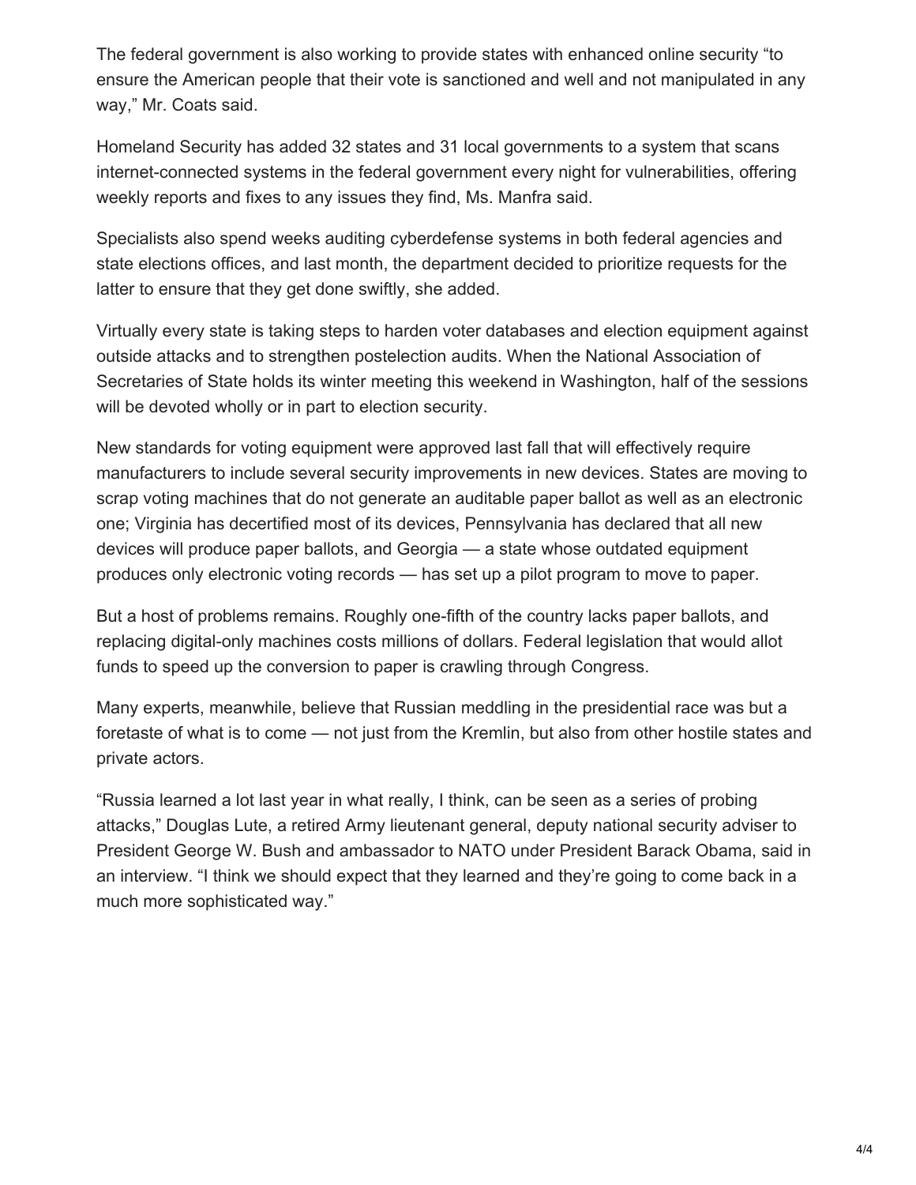The federal government is also working to provide states with enhanced online security "to ensure the American people that their vote is sanctioned and well and not manipulated in any way," Mr. Coats said.

Homeland Security has added 32 states and 31 local governments to a system that scans internet-connected systems in the federal government every night for vulnerabilities, offering weekly reports and fixes to any issues they find, Ms. Manfra said.

Specialists also spend weeks auditing cyberdefense systems in both federal agencies and state elections offices, and last month, the department decided to prioritize requests for the latter to ensure that they get done swiftly, she added.

Virtually every state is taking steps to harden voter databases and election equipment against outside attacks and to strengthen postelection audits. When the National Association of Secretaries of State holds its winter meeting this weekend in Washington, half of the sessions will be devoted wholly or in part to election security.

New standards for voting equipment were approved last fall that will effectively require manufacturers to include several security improvements in new devices. States are moving to scrap voting machines that do not generate an auditable paper ballot as well as an electronic one; Virginia has decertified most of its devices, Pennsylvania has declared that all new devices will produce paper ballots, and Georgia — a state whose outdated equipment produces only electronic voting records — has set up a pilot program to move to paper.

But a host of problems remains. Roughly one-fifth of the country lacks paper ballots, and replacing digital-only machines costs millions of dollars. Federal legislation that would allot funds to speed up the conversion to paper is crawling through Congress.

Many experts, meanwhile, believe that Russian meddling in the presidential race was but a foretaste of what is to come — not just from the Kremlin, but also from other hostile states and private actors.

"Russia learned a lot last year in what really, I think, can be seen as a series of probing attacks," Douglas Lute, a retired Army lieutenant general, deputy national security adviser to President George W. Bush and ambassador to NATO under President Barack Obama, said in an interview. "I think we should expect that they learned and they're going to come back in a much more sophisticated way."